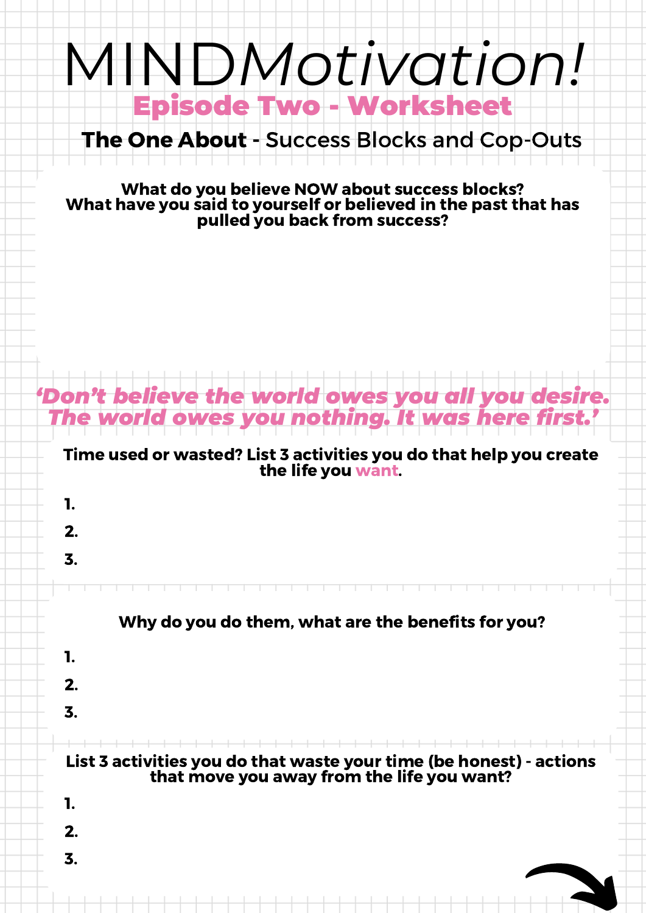# MIND*Motivation!*

## Episode Two - Worksheet

**The One About** - Success Blocks and Cop-Outs

**What do you believe NOW about success blocks?**
**What have you said to yourself or believed in the past that has pulled you back from success?**

***'Don't believe the world owes you all you desire. The world owes you nothing. It was here first.'***

**Time used or wasted? List 3 activities you do that help you create the life you want.**

**1.**

**2.**

**3.**

**Why do you do them, what are the benefits for you?**

**1.**

**2.**

**3.**

**List 3 activities you do that waste your time (be honest) - actions that move you away from the life you want?**

**1.**

**2.**

**3.**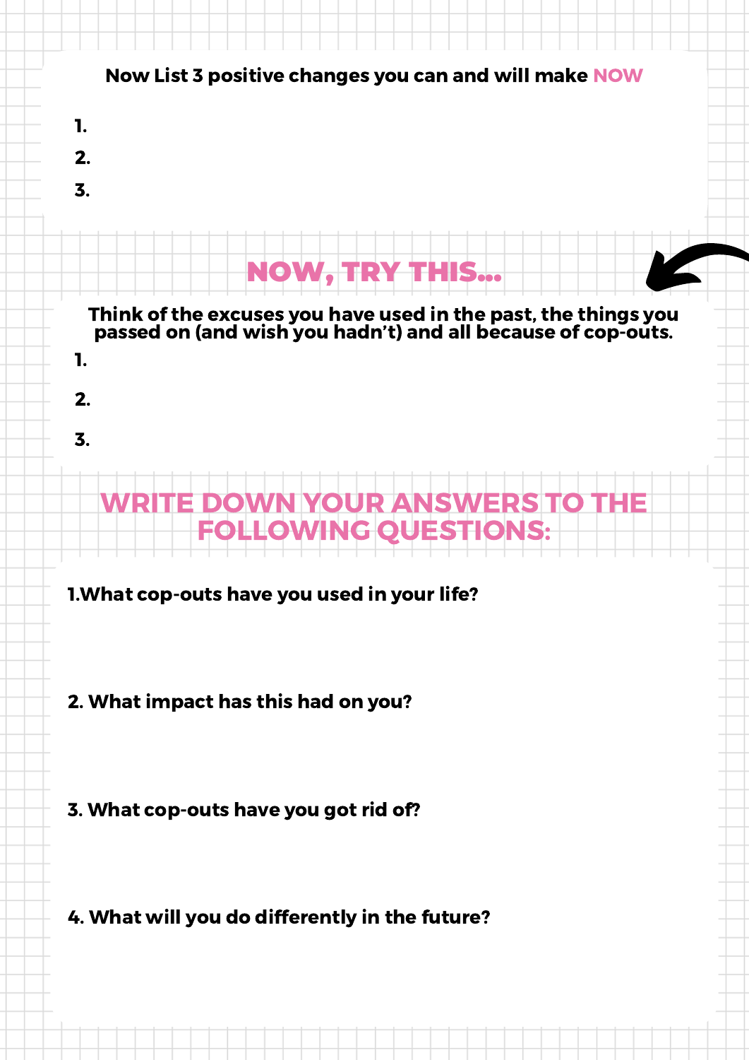**Now List 3 positive changes you can and will make NOW**

1.
2.
3.

## NOW, TRY THIS...

**Think of the excuses you have used in the past, the things you passed on (and wish you hadn't) and all because of cop-outs.**

1.
2.
3.

## WRITE DOWN YOUR ANSWERS TO THE FOLLOWING QUESTIONS:

**1.What cop-outs have you used in your life?**

**2. What impact has this had on you?**

**3. What cop-outs have you got rid of?**

**4. What will you do differently in the future?**